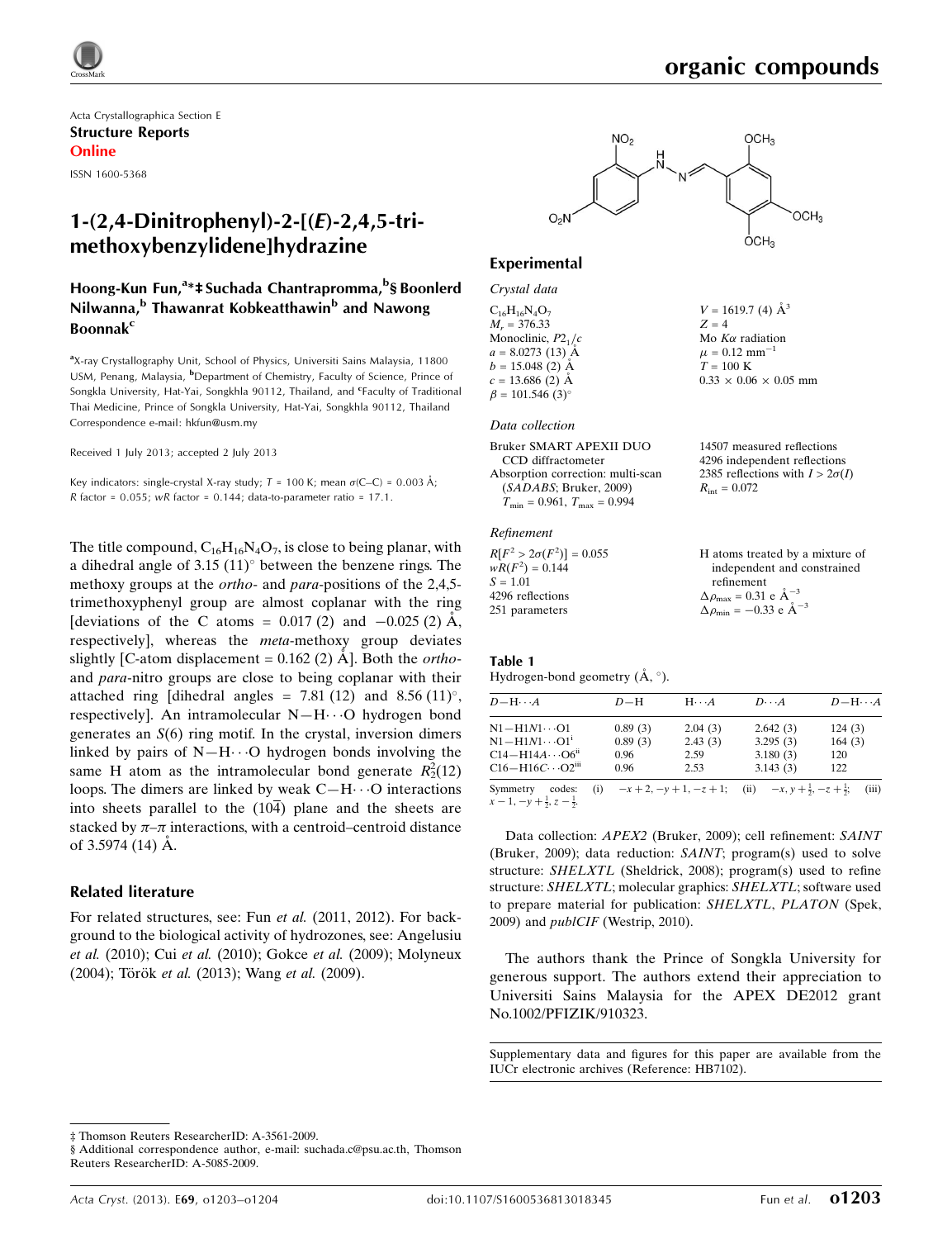Acta Crystallographica Section E

**Structure Reports Online**

ISSN 1600-5368

# 1-(2,4-Dinitrophenyl)-2-[(E)-2,4,5-trimethoxybenzylidene]hydrazine

**Hoong-Kun Fun,[a]*‡ Suchada Chantrapromma,[b]§ Boonlerd Nilwanna,[b] Thawanrat Kobkeatthawin[b] and Nawong Boonnak[c]**

[a]X-ray Crystallography Unit, School of Physics, Universiti Sains Malaysia, 11800 USM, Penang, Malaysia, [b]Department of Chemistry, Faculty of Science, Prince of Songkla University, Hat-Yai, Songkhla 90112, Thailand, and [c]Faculty of Traditional Thai Medicine, Prince of Songkla University, Hat-Yai, Songkhla 90112, Thailand
Correspondence e-mail: hkfun@usm.my

Received 1 July 2013; accepted 2 July 2013

Key indicators: single-crystal X-ray study; $T$ = 100 K; mean $\sigma$(C–C) = 0.003 Å; $R$ factor = 0.055; $wR$ factor = 0.144; data-to-parameter ratio = 17.1.

The title compound, $C_{16}H_{16}N_4O_7$, is close to being planar, with a dihedral angle of 3.15 (11)° between the benzene rings. The methoxy groups at the *ortho*- and *para*-positions of the 2,4,5-trimethoxyphenyl group are almost coplanar with the ring [deviations of the C atoms = 0.017 (2) and −0.025 (2) Å, respectively], whereas the *meta*-methoxy group deviates slightly [C-atom displacement = 0.162 (2) Å]. Both the *ortho*- and *para*-nitro groups are close to being coplanar with their attached ring [dihedral angles = 7.81 (12) and 8.56 (11)°, respectively]. An intramolecular N—H⋯O hydrogen bond generates an $S(6)$ ring motif. In the crystal, inversion dimers linked by pairs of N—H⋯O hydrogen bonds involving the same H atom as the intramolecular hydrogen bond generate $R_2^2(12)$ loops. The dimers are linked by weak C—H⋯O interactions into sheets parallel to the $(10\overline{4})$ plane and the sheets are stacked by π–π interactions, with a centroid–centroid distance of 3.5974 (14) Å.

## Related literature

For related structures, see: Fun *et al.* (2011, 2012). For background to the biological activity of hydrozones, see: Angelusiu *et al.* (2010); Cui *et al.* (2010); Gokce *et al.* (2009); Molyneux (2004); Török *et al.* (2013); Wang *et al.* (2009).

## Experimental

### Crystal data

$C_{16}H_{16}N_4O_7$
$M_r$ = 376.33
Monoclinic, $P2_1/c$
$a$ = 8.0273 (13) Å
$b$ = 15.048 (2) Å
$c$ = 13.686 (2) Å
$\beta$ = 101.546 (3)°
$V$ = 1619.7 (4) Å$^3$
$Z$ = 4
Mo $K\alpha$ radiation
$\mu$ = 0.12 mm$^{-1}$
$T$ = 100 K
0.33 × 0.06 × 0.05 mm

### Data collection

Bruker SMART APEXII DUO CCD diffractometer
Absorption correction: multi-scan (*SADABS*; Bruker, 2009)
$T_{min}$ = 0.961, $T_{max}$ = 0.994
14507 measured reflections
4296 independent reflections
2385 reflections with $I > 2\sigma(I)$
$R_{int}$ = 0.072

### Refinement

$R[F^2 > 2\sigma(F^2)]$ = 0.055
$wR(F^2)$ = 0.144
$S$ = 1.01
4296 reflections
251 parameters
H atoms treated by a mixture of independent and constrained refinement
$\Delta\rho_{max}$ = 0.31 e Å$^{-3}$
$\Delta\rho_{min}$ = −0.33 e Å$^{-3}$

**Table 1**
Hydrogen-bond geometry (Å, °).

| $D$—H⋯$A$ | $D$—H | H⋯$A$ | $D$⋯$A$ | $D$—H⋯$A$ |
|---|---|---|---|---|
| N1—H1$N$1⋯O1 | 0.89 (3) | 2.04 (3) | 2.642 (3) | 124 (3) |
| N1—H1$N$1⋯O1$^{i}$ | 0.89 (3) | 2.43 (3) | 3.295 (3) | 164 (3) |
| C14—H14$A$⋯O6$^{ii}$ | 0.96 | 2.59 | 3.180 (3) | 120 |
| C16—H16$C$⋯O2$^{iii}$ | 0.96 | 2.53 | 3.143 (3) | 122 |

Symmetry codes: (i) $-x+2, -y+1, -z+1$; (ii) $-x, y+\frac{1}{2}, -z+\frac{1}{2}$; (iii) $x-1, -y+\frac{1}{2}, z-\frac{1}{2}$.

Data collection: *APEX2* (Bruker, 2009); cell refinement: *SAINT* (Bruker, 2009); data reduction: *SAINT*; program(s) used to solve structure: *SHELXTL* (Sheldrick, 2008); program(s) used to refine structure: *SHELXTL*; molecular graphics: *SHELXTL*; software used to prepare material for publication: *SHELXTL*, *PLATON* (Spek, 2009) and *publCIF* (Westrip, 2010).

The authors thank the Prince of Songkla University for generous support. The authors extend their appreciation to Universiti Sains Malaysia for the APEX DE2012 grant No.1002/PFIZIK/910323.

Supplementary data and figures for this paper are available from the IUCr electronic archives (Reference: HB7102).

‡ Thomson Reuters ResearcherID: A-3561-2009.
§ Additional correspondence author, e-mail: suchada.c@psu.ac.th, Thomson Reuters ResearcherID: A-5085-2009.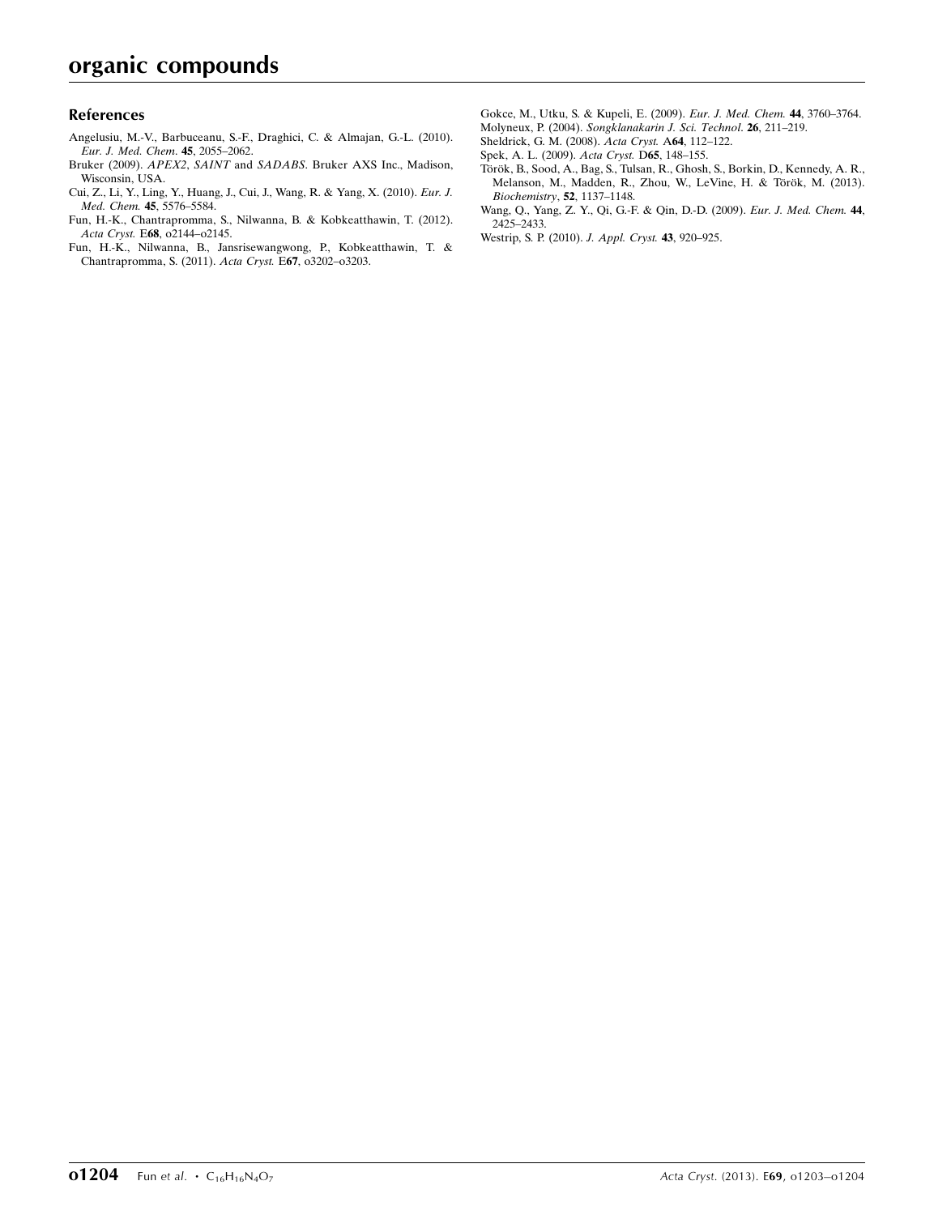## References

Angelusiu, M.-V., Barbuceanu, S.-F., Draghici, C. & Almajan, G.-L. (2010). *Eur. J. Med. Chem.* **45**, 2055–2062.

Bruker (2009). *APEX2*, *SAINT* and *SADABS*. Bruker AXS Inc., Madison, Wisconsin, USA.

Cui, Z., Li, Y., Ling, Y., Huang, J., Cui, J., Wang, R. & Yang, X. (2010). *Eur. J. Med. Chem.* **45**, 5576–5584.

Fun, H.-K., Chantrapromma, S., Nilwanna, B. & Kobkeatthawin, T. (2012). *Acta Cryst.* E**68**, o2144–o2145.

Fun, H.-K., Nilwanna, B., Jansrisewangwong, P., Kobkeatthawin, T. & Chantrapromma, S. (2011). *Acta Cryst.* E**67**, o3202–o3203.

Gokce, M., Utku, S. & Kupeli, E. (2009). *Eur. J. Med. Chem.* **44**, 3760–3764.

Molyneux, P. (2004). *Songklanakarin J. Sci. Technol.* **26**, 211–219.

Sheldrick, G. M. (2008). *Acta Cryst.* A**64**, 112–122.

Spek, A. L. (2009). *Acta Cryst.* D**65**, 148–155.

Török, B., Sood, A., Bag, S., Tulsan, R., Ghosh, S., Borkin, D., Kennedy, A. R., Melanson, M., Madden, R., Zhou, W., LeVine, H. & Török, M. (2013). *Biochemistry*, **52**, 1137–1148.

Wang, Q., Yang, Z. Y., Qi, G.-F. & Qin, D.-D. (2009). *Eur. J. Med. Chem.* **44**, 2425–2433.

Westrip, S. P. (2010). *J. Appl. Cryst.* **43**, 920–925.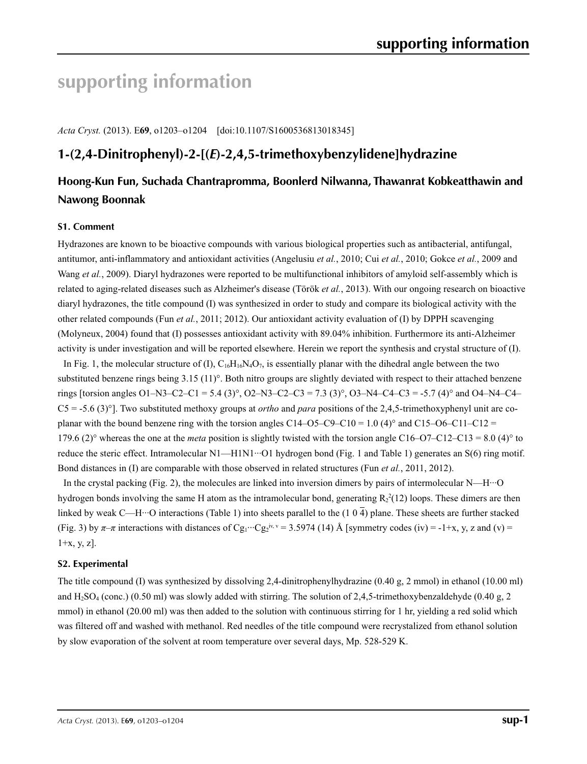# supporting information

*Acta Cryst.* (2013). E**69**, o1203–o1204 [doi:10.1107/S1600536813018345]

## 1-(2,4-Dinitrophenyl)-2-[(*E*)-2,4,5-trimethoxybenzylidene]hydrazine

### Hoong-Kun Fun, Suchada Chantrapromma, Boonlerd Nilwanna, Thawanrat Kobkeatthawin and Nawong Boonnak

#### S1. Comment

Hydrazones are known to be bioactive compounds with various biological properties such as antibacterial, antifungal, antitumor, anti-inflammatory and antioxidant activities (Angelusiu *et al.*, 2010; Cui *et al.*, 2010; Gokce *et al.*, 2009 and Wang *et al.*, 2009). Diaryl hydrazones were reported to be multifunctional inhibitors of amyloid self-assembly which is related to aging-related diseases such as Alzheimer's disease (Török *et al.*, 2013). With our ongoing research on bioactive diaryl hydrazones, the title compound (I) was synthesized in order to study and compare its biological activity with the other related compounds (Fun *et al.*, 2011; 2012). Our antioxidant activity evaluation of (I) by DPPH scavenging (Molyneux, 2004) found that (I) possesses antioxidant activity with 89.04% inhibition. Furthermore its anti-Alzheimer activity is under investigation and will be reported elsewhere. Herein we report the synthesis and crystal structure of (I).

In Fig. 1, the molecular structure of (I), $C_{16}H_{16}N_4O_7$, is essentially planar with the dihedral angle between the two substituted benzene rings being 3.15 (11)°. Both nitro groups are slightly deviated with respect to their attached benzene rings [torsion angles O1–N3–C2–C1 = 5.4 (3)°, O2–N3–C2–C3 = 7.3 (3)°, O3–N4–C4–C3 = -5.7 (4)° and O4–N4–C4–C5 = -5.6 (3)°]. Two substituted methoxy groups at *ortho* and *para* positions of the 2,4,5-trimethoxyphenyl unit are co-planar with the bound benzene ring with the torsion angles C14–O5–C9–C10 = 1.0 (4)° and C15–O6–C11–C12 = 179.6 (2)° whereas the one at the *meta* position is slightly twisted with the torsion angle C16–O7–C12–C13 = 8.0 (4)° to reduce the steric effect. Intramolecular N1—H1N1···O1 hydrogen bond (Fig. 1 and Table 1) generates an S(6) ring motif. Bond distances in (I) are comparable with those observed in related structures (Fun *et al.*, 2011, 2012).

In the crystal packing (Fig. 2), the molecules are linked into inversion dimers by pairs of intermolecular N—H···O hydrogen bonds involving the same H atom as the intramolecular bond, generating $R_2^2(12)$ loops. These dimers are then linked by weak C—H···O interactions (Table 1) into sheets parallel to the $(1\,0\,\overline{4})$ plane. These sheets are further stacked (Fig. 3) by π–π interactions with distances of $Cg_1\cdots Cg_2^{iv,v}$ = 3.5974 (14) Å [symmetry codes (iv) = -1+x, y, z and (v) = 1+x, y, z].

#### S2. Experimental

The title compound (I) was synthesized by dissolving 2,4-dinitrophenylhydrazine (0.40 g, 2 mmol) in ethanol (10.00 ml) and $H_2SO_4$ (conc.) (0.50 ml) was slowly added with stirring. The solution of 2,4,5-trimethoxybenzaldehyde (0.40 g, 2 mmol) in ethanol (20.00 ml) was then added to the solution with continuous stirring for 1 hr, yielding a red solid which was filtered off and washed with methanol. Red needles of the title compound were recrystalized from ethanol solution by slow evaporation of the solvent at room temperature over several days, Mp. 528-529 K.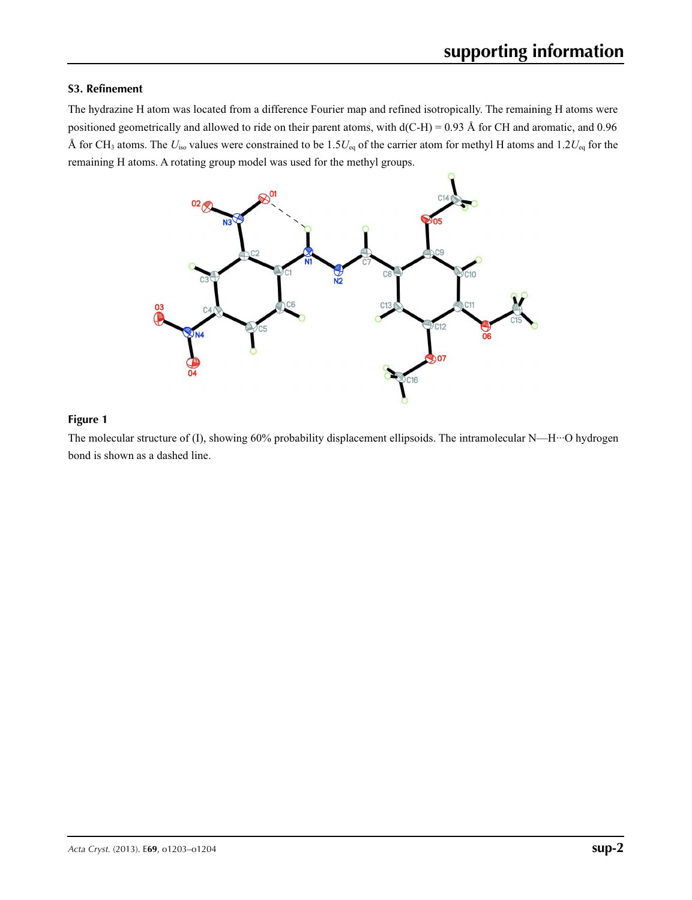## S3. Refinement

The hydrazine H atom was located from a difference Fourier map and refined isotropically. The remaining H atoms were positioned geometrically and allowed to ride on their parent atoms, with d(C-H) = 0.93 Å for CH and aromatic, and 0.96 Å for $CH_3$ atoms. The $U_{iso}$ values were constrained to be $1.5U_{eq}$ of the carrier atom for methyl H atoms and $1.2U_{eq}$ for the remaining H atoms. A rotating group model was used for the methyl groups.

**Figure 1**

The molecular structure of (I), showing 60% probability displacement ellipsoids. The intramolecular N—H···O hydrogen bond is shown as a dashed line.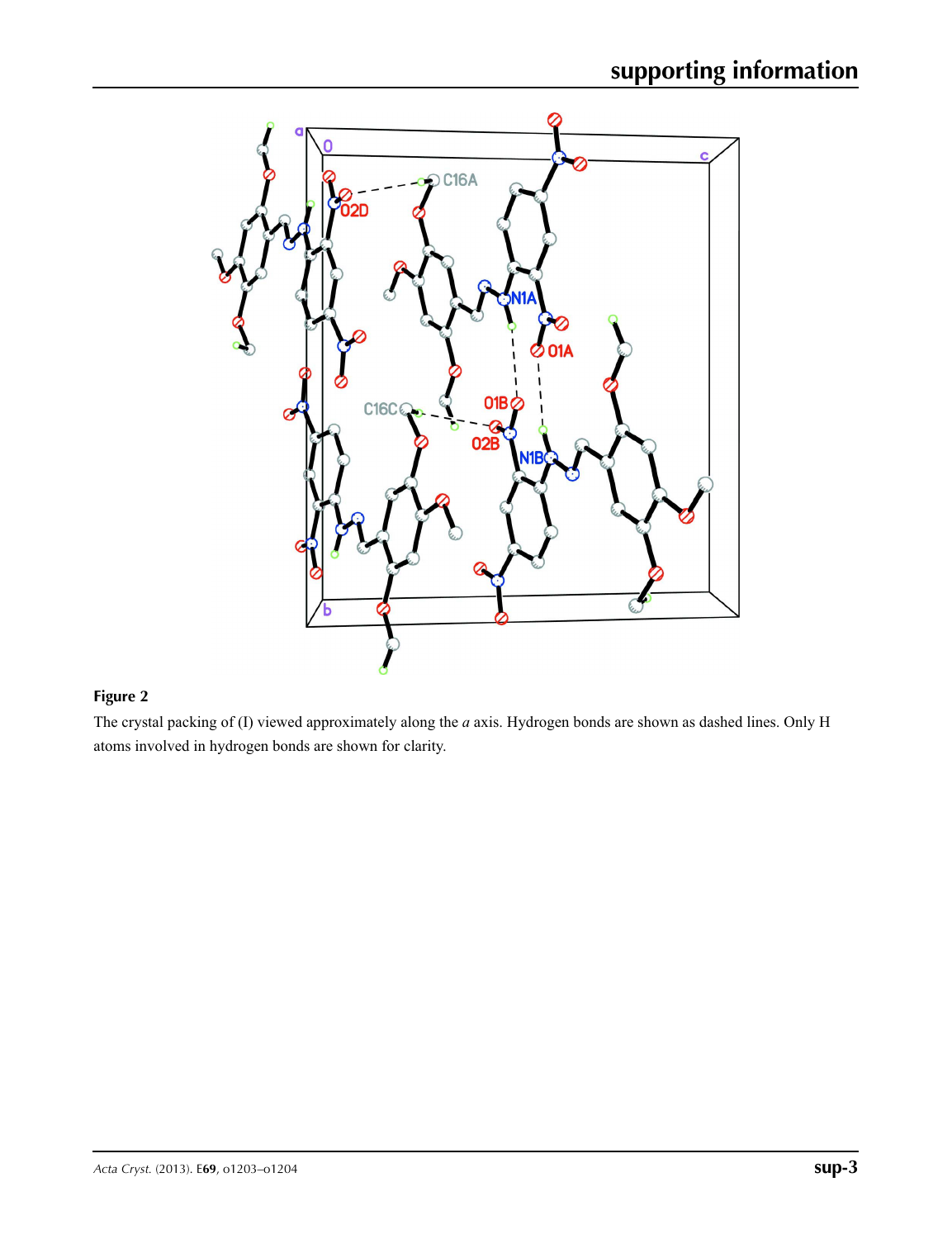**Figure 2**

The crystal packing of (I) viewed approximately along the *a* axis. Hydrogen bonds are shown as dashed lines. Only H atoms involved in hydrogen bonds are shown for clarity.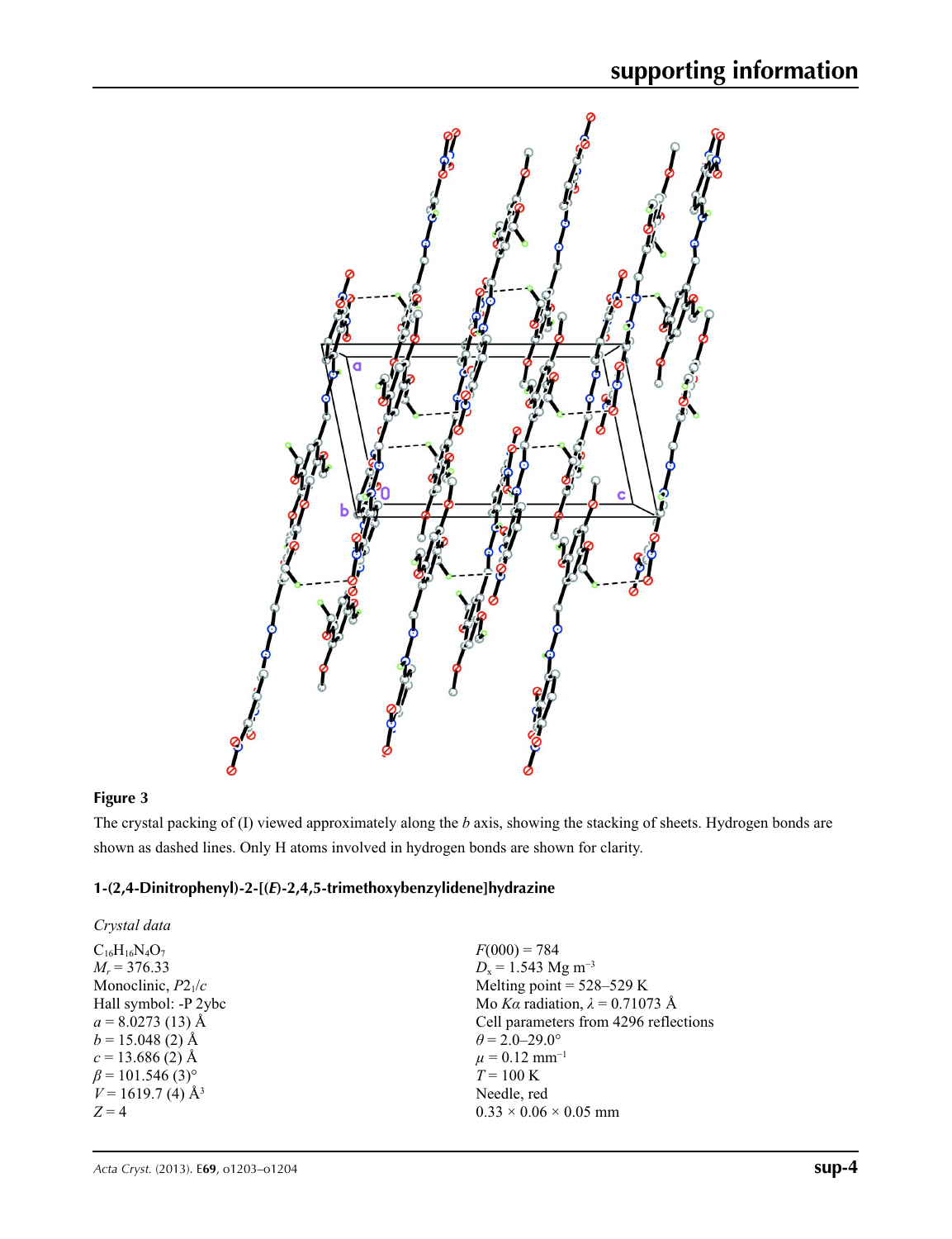**Figure 3**

The crystal packing of (I) viewed approximately along the *b* axis, showing the stacking of sheets. Hydrogen bonds are shown as dashed lines. Only H atoms involved in hydrogen bonds are shown for clarity.

## 1-(2,4-Dinitrophenyl)-2-[(*E*)-2,4,5-trimethoxybenzylidene]hydrazine

### *Crystal data*

$C_{16}H_{16}N_4O_7$
$M_r = 376.33$
Monoclinic, $P2_1/c$
Hall symbol: -P 2ybc
$a = 8.0273$ (13) Å
$b = 15.048$ (2) Å
$c = 13.686$ (2) Å
$\beta = 101.546$ (3)°
$V = 1619.7$ (4) Å$^3$
$Z = 4$
$F(000) = 784$
$D_x = 1.543$ Mg m$^{-3}$
Melting point = 528–529 K
Mo $K\alpha$ radiation, $\lambda = 0.71073$ Å
Cell parameters from 4296 reflections
$\theta = 2.0$–$29.0$°
$\mu = 0.12$ mm$^{-1}$
$T = 100$ K
Needle, red
0.33 × 0.06 × 0.05 mm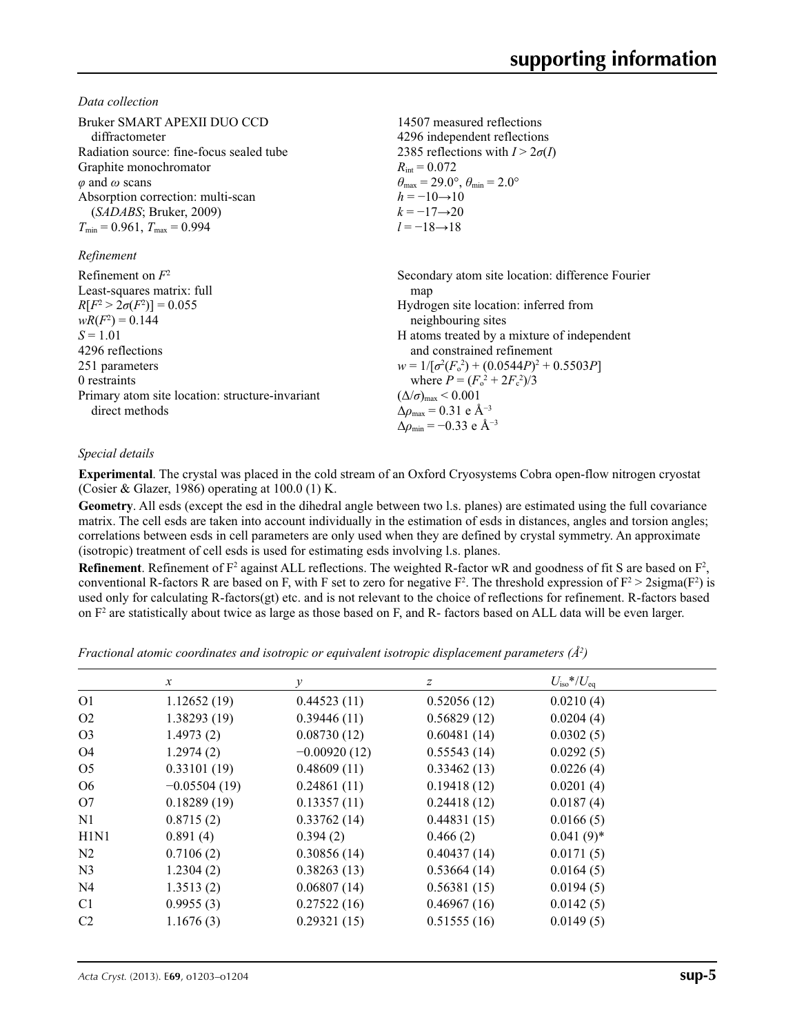*Data collection*

| | |
|---|---|
| Bruker SMART APEXII DUO CCD diffractometer | 14507 measured reflections |
| Radiation source: fine-focus sealed tube | 4296 independent reflections |
| Graphite monochromator | 2385 reflections with $I > 2\sigma(I)$ |
| $\varphi$ and $\omega$ scans | $R_{\rm int} = 0.072$ |
| Absorption correction: multi-scan (*SADABS*; Bruker, 2009) | $\theta_{\rm max} = 29.0°$, $\theta_{\rm min} = 2.0°$ |
| $T_{\rm min} = 0.961$, $T_{\rm max} = 0.994$ | $h = -10\rightarrow10$ |
| | $k = -17\rightarrow20$ |
| | $l = -18\rightarrow18$ |

*Refinement*

| | |
|---|---|
| Refinement on $F^2$ | Secondary atom site location: difference Fourier map |
| Least-squares matrix: full | Hydrogen site location: inferred from neighbouring sites |
| $R[F^2 > 2\sigma(F^2)] = 0.055$ | H atoms treated by a mixture of independent and constrained refinement |
| $wR(F^2) = 0.144$ | $w = 1/[\sigma^2(F_o^2) + (0.0544P)^2 + 0.5503P]$ where $P = (F_o^2 + 2F_c^2)/3$ |
| $S = 1.01$ | $(\Delta/\sigma)_{\rm max} < 0.001$ |
| 4296 reflections | $\Delta\rho_{\rm max} = 0.31$ e Å$^{-3}$ |
| 251 parameters | $\Delta\rho_{\rm min} = -0.33$ e Å$^{-3}$ |
| 0 restraints | |
| Primary atom site location: structure-invariant direct methods | |

*Special details*

**Experimental**. The crystal was placed in the cold stream of an Oxford Cryosystems Cobra open-flow nitrogen cryostat (Cosier & Glazer, 1986) operating at 100.0 (1) K.

**Geometry**. All esds (except the esd in the dihedral angle between two l.s. planes) are estimated using the full covariance matrix. The cell esds are taken into account individually in the estimation of esds in distances, angles and torsion angles; correlations between esds in cell parameters are only used when they are defined by crystal symmetry. An approximate (isotropic) treatment of cell esds is used for estimating esds involving l.s. planes.

**Refinement**. Refinement of $F^2$ against ALL reflections. The weighted R-factor wR and goodness of fit S are based on $F^2$, conventional R-factors R are based on F, with F set to zero for negative $F^2$. The threshold expression of $F^2 > 2\text{sigma}(F^2)$ is used only for calculating R-factors(gt) etc. and is not relevant to the choice of reflections for refinement. R-factors based on $F^2$ are statistically about twice as large as those based on F, and R- factors based on ALL data will be even larger.

*Fractional atomic coordinates and isotropic or equivalent isotropic displacement parameters (Å$^2$)*

| | $x$ | $y$ | $z$ | $U_{\rm iso}$\*/$U_{\rm eq}$ |
|---|---|---|---|---|
| O1 | 1.12652 (19) | 0.44523 (11) | 0.52056 (12) | 0.0210 (4) |
| O2 | 1.38293 (19) | 0.39446 (11) | 0.56829 (12) | 0.0204 (4) |
| O3 | 1.4973 (2) | 0.08730 (12) | 0.60481 (14) | 0.0302 (5) |
| O4 | 1.2974 (2) | −0.00920 (12) | 0.55543 (14) | 0.0292 (5) |
| O5 | 0.33101 (19) | 0.48609 (11) | 0.33462 (13) | 0.0226 (4) |
| O6 | −0.05504 (19) | 0.24861 (11) | 0.19418 (12) | 0.0201 (4) |
| O7 | 0.18289 (19) | 0.13357 (11) | 0.24418 (12) | 0.0187 (4) |
| N1 | 0.8715 (2) | 0.33762 (14) | 0.44831 (15) | 0.0166 (5) |
| H1N1 | 0.891 (4) | 0.394 (2) | 0.466 (2) | 0.041 (9)\* |
| N2 | 0.7106 (2) | 0.30856 (14) | 0.40437 (14) | 0.0171 (5) |
| N3 | 1.2304 (2) | 0.38263 (13) | 0.53664 (14) | 0.0164 (5) |
| N4 | 1.3513 (2) | 0.06807 (14) | 0.56381 (15) | 0.0194 (5) |
| C1 | 0.9955 (3) | 0.27522 (16) | 0.46967 (16) | 0.0142 (5) |
| C2 | 1.1676 (3) | 0.29321 (15) | 0.51555 (16) | 0.0149 (5) |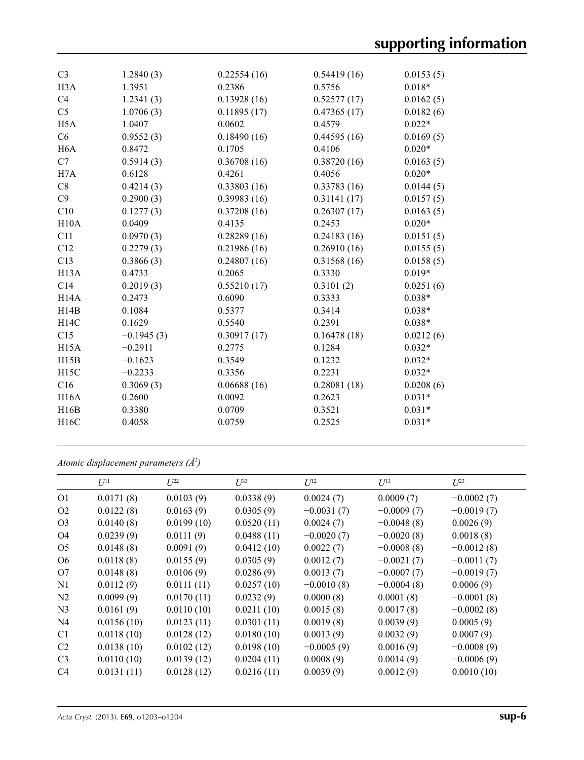| | | | | |
|---|---|---|---|---|
| C3 | 1.2840 (3) | 0.22554 (16) | 0.54419 (16) | 0.0153 (5) |
| H3A | 1.3951 | 0.2386 | 0.5756 | 0.018* |
| C4 | 1.2341 (3) | 0.13928 (16) | 0.52577 (17) | 0.0162 (5) |
| C5 | 1.0706 (3) | 0.11895 (17) | 0.47365 (17) | 0.0182 (6) |
| H5A | 1.0407 | 0.0602 | 0.4579 | 0.022* |
| C6 | 0.9552 (3) | 0.18490 (16) | 0.44595 (16) | 0.0169 (5) |
| H6A | 0.8472 | 0.1705 | 0.4106 | 0.020* |
| C7 | 0.5914 (3) | 0.36708 (16) | 0.38720 (16) | 0.0163 (5) |
| H7A | 0.6128 | 0.4261 | 0.4056 | 0.020* |
| C8 | 0.4214 (3) | 0.33803 (16) | 0.33783 (16) | 0.0144 (5) |
| C9 | 0.2900 (3) | 0.39983 (16) | 0.31141 (17) | 0.0157 (5) |
| C10 | 0.1277 (3) | 0.37208 (16) | 0.26307 (17) | 0.0163 (5) |
| H10A | 0.0409 | 0.4135 | 0.2453 | 0.020* |
| C11 | 0.0970 (3) | 0.28289 (16) | 0.24183 (16) | 0.0151 (5) |
| C12 | 0.2279 (3) | 0.21986 (16) | 0.26910 (16) | 0.0155 (5) |
| C13 | 0.3866 (3) | 0.24807 (16) | 0.31568 (16) | 0.0158 (5) |
| H13A | 0.4733 | 0.2065 | 0.3330 | 0.019* |
| C14 | 0.2019 (3) | 0.55210 (17) | 0.3101 (2) | 0.0251 (6) |
| H14A | 0.2473 | 0.6090 | 0.3333 | 0.038* |
| H14B | 0.1084 | 0.5377 | 0.3414 | 0.038* |
| H14C | 0.1629 | 0.5540 | 0.2391 | 0.038* |
| C15 | −0.1945 (3) | 0.30917 (17) | 0.16478 (18) | 0.0212 (6) |
| H15A | −0.2911 | 0.2775 | 0.1284 | 0.032* |
| H15B | −0.1623 | 0.3549 | 0.1232 | 0.032* |
| H15C | −0.2233 | 0.3356 | 0.2231 | 0.032* |
| C16 | 0.3069 (3) | 0.06688 (16) | 0.28081 (18) | 0.0208 (6) |
| H16A | 0.2600 | 0.0092 | 0.2623 | 0.031* |
| H16B | 0.3380 | 0.0709 | 0.3521 | 0.031* |
| H16C | 0.4058 | 0.0759 | 0.2525 | 0.031* |

*Atomic displacement parameters (Å²)*

| | $U^{11}$ | $U^{22}$ | $U^{33}$ | $U^{12}$ | $U^{13}$ | $U^{23}$ |
|---|---|---|---|---|---|---|
| O1 | 0.0171 (8) | 0.0103 (9) | 0.0338 (9) | 0.0024 (7) | 0.0009 (7) | −0.0002 (7) |
| O2 | 0.0122 (8) | 0.0163 (9) | 0.0305 (9) | −0.0031 (7) | −0.0009 (7) | −0.0019 (7) |
| O3 | 0.0140 (8) | 0.0199 (10) | 0.0520 (11) | 0.0024 (7) | −0.0048 (8) | 0.0026 (9) |
| O4 | 0.0239 (9) | 0.0111 (9) | 0.0488 (11) | −0.0020 (7) | −0.0020 (8) | 0.0018 (8) |
| O5 | 0.0148 (8) | 0.0091 (9) | 0.0412 (10) | 0.0022 (7) | −0.0008 (8) | −0.0012 (8) |
| O6 | 0.0118 (8) | 0.0155 (9) | 0.0305 (9) | 0.0012 (7) | −0.0021 (7) | −0.0011 (7) |
| O7 | 0.0148 (8) | 0.0106 (9) | 0.0286 (9) | 0.0013 (7) | −0.0007 (7) | −0.0019 (7) |
| N1 | 0.0112 (9) | 0.0111 (11) | 0.0257 (10) | −0.0010 (8) | −0.0004 (8) | 0.0006 (9) |
| N2 | 0.0099 (9) | 0.0170 (11) | 0.0232 (9) | 0.0000 (8) | 0.0001 (8) | −0.0001 (8) |
| N3 | 0.0161 (9) | 0.0110 (10) | 0.0211 (10) | 0.0015 (8) | 0.0017 (8) | −0.0002 (8) |
| N4 | 0.0156 (10) | 0.0123 (11) | 0.0301 (11) | 0.0019 (8) | 0.0039 (9) | 0.0005 (9) |
| C1 | 0.0118 (10) | 0.0128 (12) | 0.0180 (10) | 0.0013 (9) | 0.0032 (9) | 0.0007 (9) |
| C2 | 0.0138 (10) | 0.0102 (12) | 0.0198 (10) | −0.0005 (9) | 0.0016 (9) | −0.0008 (9) |
| C3 | 0.0110 (10) | 0.0139 (12) | 0.0204 (11) | 0.0008 (9) | 0.0014 (9) | −0.0006 (9) |
| C4 | 0.0131 (11) | 0.0128 (12) | 0.0216 (11) | 0.0039 (9) | 0.0012 (9) | 0.0010 (10) |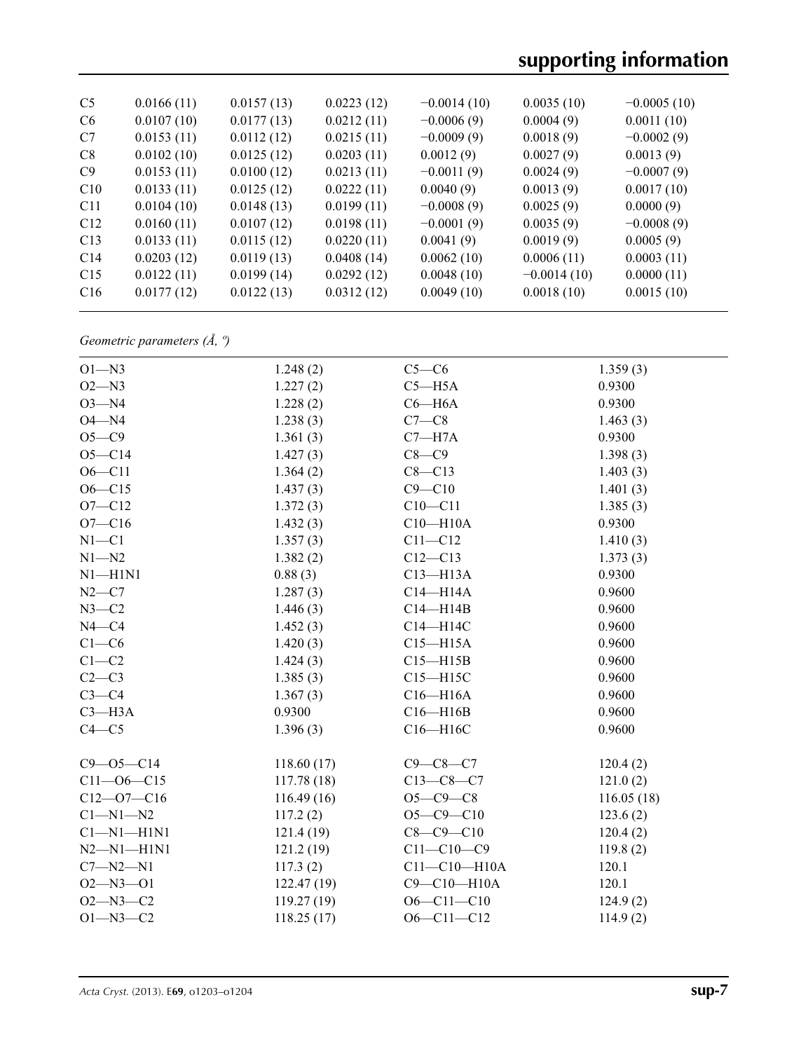| | | | | | | |
|---|---|---|---|---|---|---|
| C5 | 0.0166 (11) | 0.0157 (13) | 0.0223 (12) | −0.0014 (10) | 0.0035 (10) | −0.0005 (10) |
| C6 | 0.0107 (10) | 0.0177 (13) | 0.0212 (11) | −0.0006 (9) | 0.0004 (9) | 0.0011 (10) |
| C7 | 0.0153 (11) | 0.0112 (12) | 0.0215 (11) | −0.0009 (9) | 0.0018 (9) | −0.0002 (9) |
| C8 | 0.0102 (10) | 0.0125 (12) | 0.0203 (11) | 0.0012 (9) | 0.0027 (9) | 0.0013 (9) |
| C9 | 0.0153 (11) | 0.0100 (12) | 0.0213 (11) | −0.0011 (9) | 0.0024 (9) | −0.0007 (9) |
| C10 | 0.0133 (11) | 0.0125 (12) | 0.0222 (11) | 0.0040 (9) | 0.0013 (9) | 0.0017 (10) |
| C11 | 0.0104 (10) | 0.0148 (13) | 0.0199 (11) | −0.0008 (9) | 0.0025 (9) | 0.0000 (9) |
| C12 | 0.0160 (11) | 0.0107 (12) | 0.0198 (11) | −0.0001 (9) | 0.0035 (9) | −0.0008 (9) |
| C13 | 0.0133 (11) | 0.0115 (12) | 0.0220 (11) | 0.0041 (9) | 0.0019 (9) | 0.0005 (9) |
| C14 | 0.0203 (12) | 0.0119 (13) | 0.0408 (14) | 0.0062 (10) | 0.0006 (11) | 0.0003 (11) |
| C15 | 0.0122 (11) | 0.0199 (14) | 0.0292 (12) | 0.0048 (10) | −0.0014 (10) | 0.0000 (11) |
| C16 | 0.0177 (12) | 0.0122 (13) | 0.0312 (12) | 0.0049 (10) | 0.0018 (10) | 0.0015 (10) |

*Geometric parameters (Å, º)*

| | | | |
|---|---|---|---|
| O1—N3 | 1.248 (2) | C5—C6 | 1.359 (3) |
| O2—N3 | 1.227 (2) | C5—H5A | 0.9300 |
| O3—N4 | 1.228 (2) | C6—H6A | 0.9300 |
| O4—N4 | 1.238 (3) | C7—C8 | 1.463 (3) |
| O5—C9 | 1.361 (3) | C7—H7A | 0.9300 |
| O5—C14 | 1.427 (3) | C8—C9 | 1.398 (3) |
| O6—C11 | 1.364 (2) | C8—C13 | 1.403 (3) |
| O6—C15 | 1.437 (3) | C9—C10 | 1.401 (3) |
| O7—C12 | 1.372 (3) | C10—C11 | 1.385 (3) |
| O7—C16 | 1.432 (3) | C10—H10A | 0.9300 |
| N1—C1 | 1.357 (3) | C11—C12 | 1.410 (3) |
| N1—N2 | 1.382 (2) | C12—C13 | 1.373 (3) |
| N1—H1N1 | 0.88 (3) | C13—H13A | 0.9300 |
| N2—C7 | 1.287 (3) | C14—H14A | 0.9600 |
| N3—C2 | 1.446 (3) | C14—H14B | 0.9600 |
| N4—C4 | 1.452 (3) | C14—H14C | 0.9600 |
| C1—C6 | 1.420 (3) | C15—H15A | 0.9600 |
| C1—C2 | 1.424 (3) | C15—H15B | 0.9600 |
| C2—C3 | 1.385 (3) | C15—H15C | 0.9600 |
| C3—C4 | 1.367 (3) | C16—H16A | 0.9600 |
| C3—H3A | 0.9300 | C16—H16B | 0.9600 |
| C4—C5 | 1.396 (3) | C16—H16C | 0.9600 |
| | | | |
| C9—O5—C14 | 118.60 (17) | C9—C8—C7 | 120.4 (2) |
| C11—O6—C15 | 117.78 (18) | C13—C8—C7 | 121.0 (2) |
| C12—O7—C16 | 116.49 (16) | O5—C9—C8 | 116.05 (18) |
| C1—N1—N2 | 117.2 (2) | O5—C9—C10 | 123.6 (2) |
| C1—N1—H1N1 | 121.4 (19) | C8—C9—C10 | 120.4 (2) |
| N2—N1—H1N1 | 121.2 (19) | C11—C10—C9 | 119.8 (2) |
| C7—N2—N1 | 117.3 (2) | C11—C10—H10A | 120.1 |
| O2—N3—O1 | 122.47 (19) | C9—C10—H10A | 120.1 |
| O2—N3—C2 | 119.27 (19) | O6—C11—C10 | 124.9 (2) |
| O1—N3—C2 | 118.25 (17) | O6—C11—C12 | 114.9 (2) |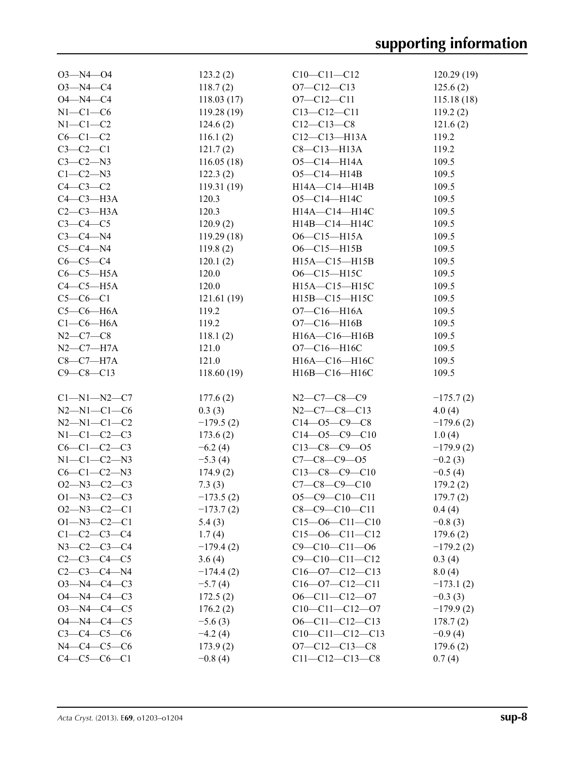| | | | |
|---|---|---|---|
| O3—N4—O4 | 123.2 (2) | C10—C11—C12 | 120.29 (19) |
| O3—N4—C4 | 118.7 (2) | O7—C12—C13 | 125.6 (2) |
| O4—N4—C4 | 118.03 (17) | O7—C12—C11 | 115.18 (18) |
| N1—C1—C6 | 119.28 (19) | C13—C12—C11 | 119.2 (2) |
| N1—C1—C2 | 124.6 (2) | C12—C13—C8 | 121.6 (2) |
| C6—C1—C2 | 116.1 (2) | C12—C13—H13A | 119.2 |
| C3—C2—C1 | 121.7 (2) | C8—C13—H13A | 119.2 |
| C3—C2—N3 | 116.05 (18) | O5—C14—H14A | 109.5 |
| C1—C2—N3 | 122.3 (2) | O5—C14—H14B | 109.5 |
| C4—C3—C2 | 119.31 (19) | H14A—C14—H14B | 109.5 |
| C4—C3—H3A | 120.3 | O5—C14—H14C | 109.5 |
| C2—C3—H3A | 120.3 | H14A—C14—H14C | 109.5 |
| C3—C4—C5 | 120.9 (2) | H14B—C14—H14C | 109.5 |
| C3—C4—N4 | 119.29 (18) | O6—C15—H15A | 109.5 |
| C5—C4—N4 | 119.8 (2) | O6—C15—H15B | 109.5 |
| C6—C5—C4 | 120.1 (2) | H15A—C15—H15B | 109.5 |
| C6—C5—H5A | 120.0 | O6—C15—H15C | 109.5 |
| C4—C5—H5A | 120.0 | H15A—C15—H15C | 109.5 |
| C5—C6—C1 | 121.61 (19) | H15B—C15—H15C | 109.5 |
| C5—C6—H6A | 119.2 | O7—C16—H16A | 109.5 |
| C1—C6—H6A | 119.2 | O7—C16—H16B | 109.5 |
| N2—C7—C8 | 118.1 (2) | H16A—C16—H16B | 109.5 |
| N2—C7—H7A | 121.0 | O7—C16—H16C | 109.5 |
| C8—C7—H7A | 121.0 | H16A—C16—H16C | 109.5 |
| C9—C8—C13 | 118.60 (19) | H16B—C16—H16C | 109.5 |

| | | | |
|---|---|---|---|
| C1—N1—N2—C7 | 177.6 (2) | N2—C7—C8—C9 | −175.7 (2) |
| N2—N1—C1—C6 | 0.3 (3) | N2—C7—C8—C13 | 4.0 (4) |
| N2—N1—C1—C2 | −179.5 (2) | C14—O5—C9—C8 | −179.6 (2) |
| N1—C1—C2—C3 | 173.6 (2) | C14—O5—C9—C10 | 1.0 (4) |
| C6—C1—C2—C3 | −6.2 (4) | C13—C8—C9—O5 | −179.9 (2) |
| N1—C1—C2—N3 | −5.3 (4) | C7—C8—C9—O5 | −0.2 (3) |
| C6—C1—C2—N3 | 174.9 (2) | C13—C8—C9—C10 | −0.5 (4) |
| O2—N3—C2—C3 | 7.3 (3) | C7—C8—C9—C10 | 179.2 (2) |
| O1—N3—C2—C3 | −173.5 (2) | O5—C9—C10—C11 | 179.7 (2) |
| O2—N3—C2—C1 | −173.7 (2) | C8—C9—C10—C11 | 0.4 (4) |
| O1—N3—C2—C1 | 5.4 (3) | C15—O6—C11—C10 | −0.8 (3) |
| C1—C2—C3—C4 | 1.7 (4) | C15—O6—C11—C12 | 179.6 (2) |
| N3—C2—C3—C4 | −179.4 (2) | C9—C10—C11—O6 | −179.2 (2) |
| C2—C3—C4—C5 | 3.6 (4) | C9—C10—C11—C12 | 0.3 (4) |
| C2—C3—C4—N4 | −174.4 (2) | C16—O7—C12—C13 | 8.0 (4) |
| O3—N4—C4—C3 | −5.7 (4) | C16—O7—C12—C11 | −173.1 (2) |
| O4—N4—C4—C3 | 172.5 (2) | O6—C11—C12—O7 | −0.3 (3) |
| O3—N4—C4—C5 | 176.2 (2) | C10—C11—C12—O7 | −179.9 (2) |
| O4—N4—C4—C5 | −5.6 (3) | O6—C11—C12—C13 | 178.7 (2) |
| C3—C4—C5—C6 | −4.2 (4) | C10—C11—C12—C13 | −0.9 (4) |
| N4—C4—C5—C6 | 173.9 (2) | O7—C12—C13—C8 | 179.6 (2) |
| C4—C5—C6—C1 | −0.8 (4) | C11—C12—C13—C8 | 0.7 (4) |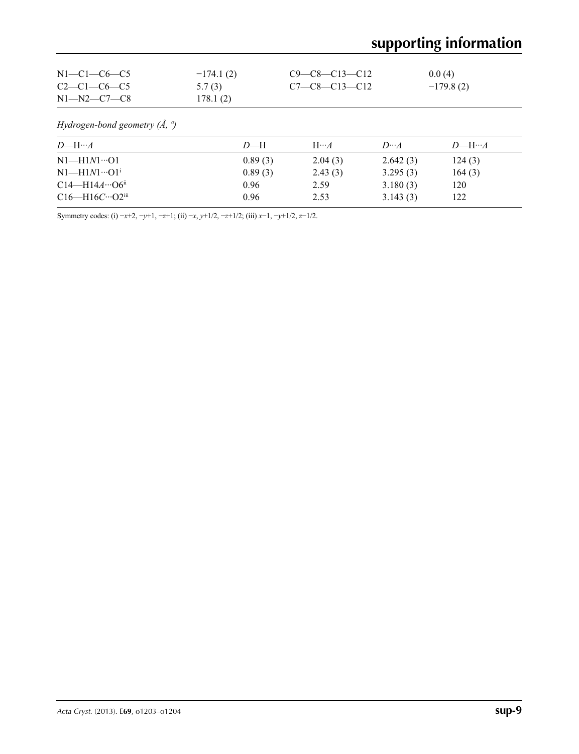| | | | |
|---|---|---|---|
| N1—C1—C6—C5 | −174.1 (2) | C9—C8—C13—C12 | 0.0 (4) |
| C2—C1—C6—C5 | 5.7 (3) | C7—C8—C13—C12 | −179.8 (2) |
| N1—N2—C7—C8 | 178.1 (2) | | |

*Hydrogen-bond geometry (Å, º)*

| *D*—H···*A* | *D*—H | H···*A* | *D*···*A* | *D*—H···*A* |
|---|---|---|---|---|
| N1—H1*N*1···O1 | 0.89 (3) | 2.04 (3) | 2.642 (3) | 124 (3) |
| N1—H1*N*1···O1[i] | 0.89 (3) | 2.43 (3) | 3.295 (3) | 164 (3) |
| C14—H14*A*···O6[ii] | 0.96 | 2.59 | 3.180 (3) | 120 |
| C16—H16*C*···O2[iii] | 0.96 | 2.53 | 3.143 (3) | 122 |

Symmetry codes: (i) −*x*+2, −*y*+1, −*z*+1; (ii) −*x*, *y*+1/2, −*z*+1/2; (iii) *x*−1, −*y*+1/2, *z*−1/2.